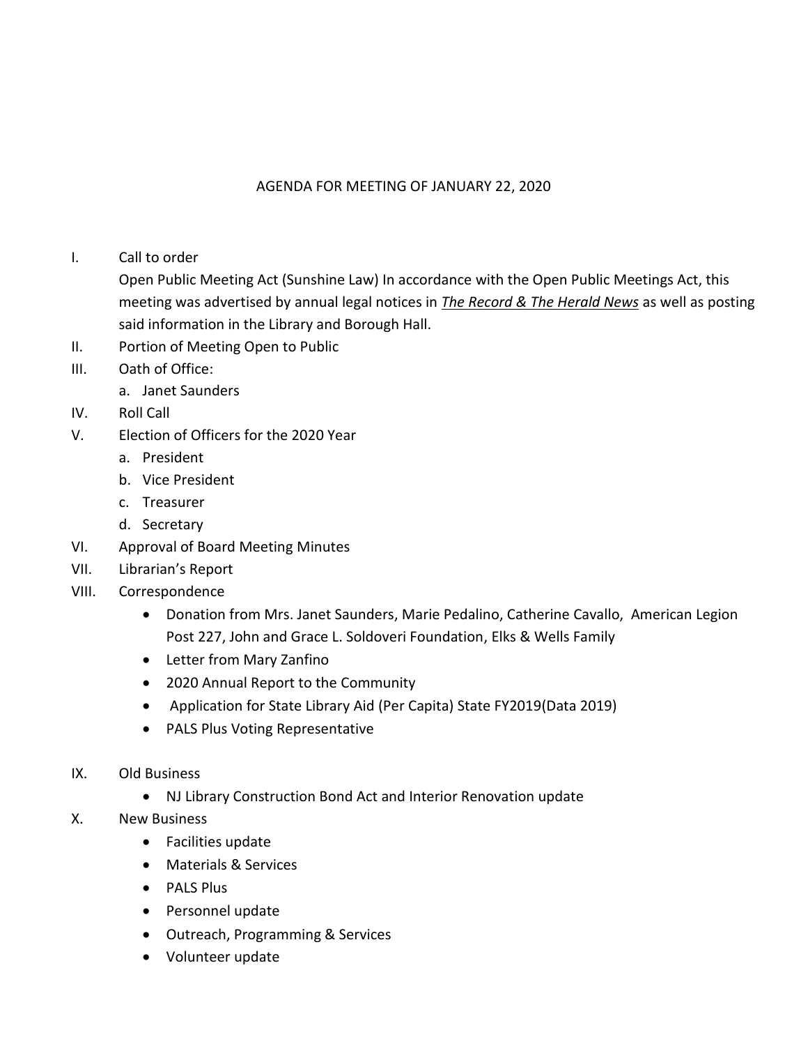# AGENDA FOR MEETING OF JANUARY 22, 2020

I. Call to order

   Open Public Meeting Act (Sunshine Law) In accordance with the Open Public Meetings Act, this meeting was advertised by annual legal notices in ***The Record & The Herald News*** as well as posting said information in the Library and Borough Hall.

II. Portion of Meeting Open to Public

III. Oath of Office:
   a. Janet Saunders

IV. Roll Call

V. Election of Officers for the 2020 Year
   a. President
   b. Vice President
   c. Treasurer
   d. Secretary

VI. Approval of Board Meeting Minutes

VII. Librarian's Report

VIII. Correspondence
   - Donation from Mrs. Janet Saunders, Marie Pedalino, Catherine Cavallo, American Legion Post 227, John and Grace L. Soldoveri Foundation, Elks & Wells Family
   - Letter from Mary Zanfino
   - 2020 Annual Report to the Community
   - Application for State Library Aid (Per Capita) State FY2019(Data 2019)
   - PALS Plus Voting Representative

IX. Old Business
   - NJ Library Construction Bond Act and Interior Renovation update

X. New Business
   - Facilities update
   - Materials & Services
   - PALS Plus
   - Personnel update
   - Outreach, Programming & Services
   - Volunteer update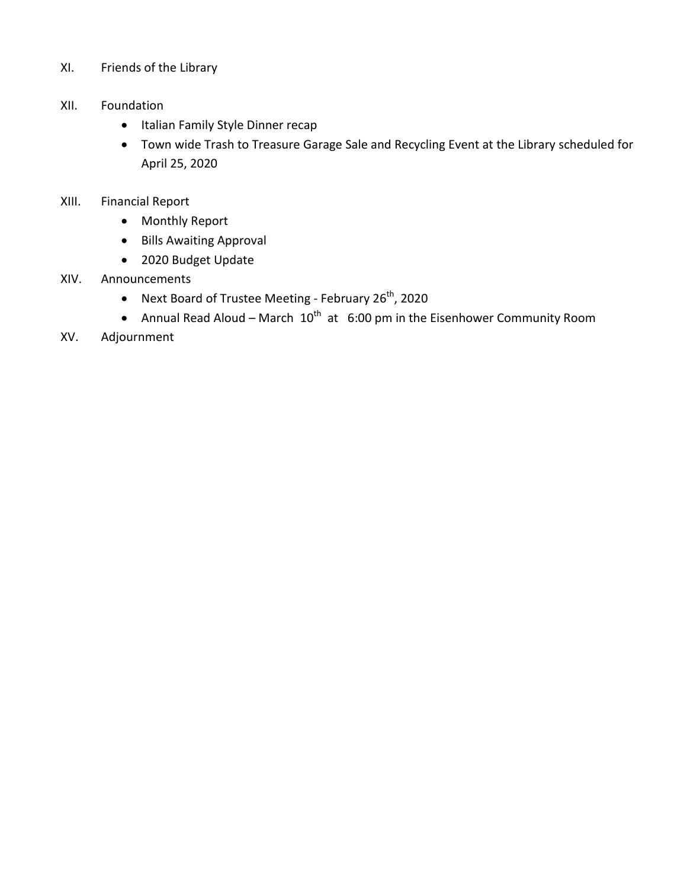XI. Friends of the Library

XII. Foundation
- Italian Family Style Dinner recap
- Town wide Trash to Treasure Garage Sale and Recycling Event at the Library scheduled for April 25, 2020

XIII. Financial Report
- Monthly Report
- Bills Awaiting Approval
- 2020 Budget Update

XIV. Announcements
- Next Board of Trustee Meeting - February 26th, 2020
- Annual Read Aloud – March 10th at 6:00 pm in the Eisenhower Community Room

XV. Adjournment